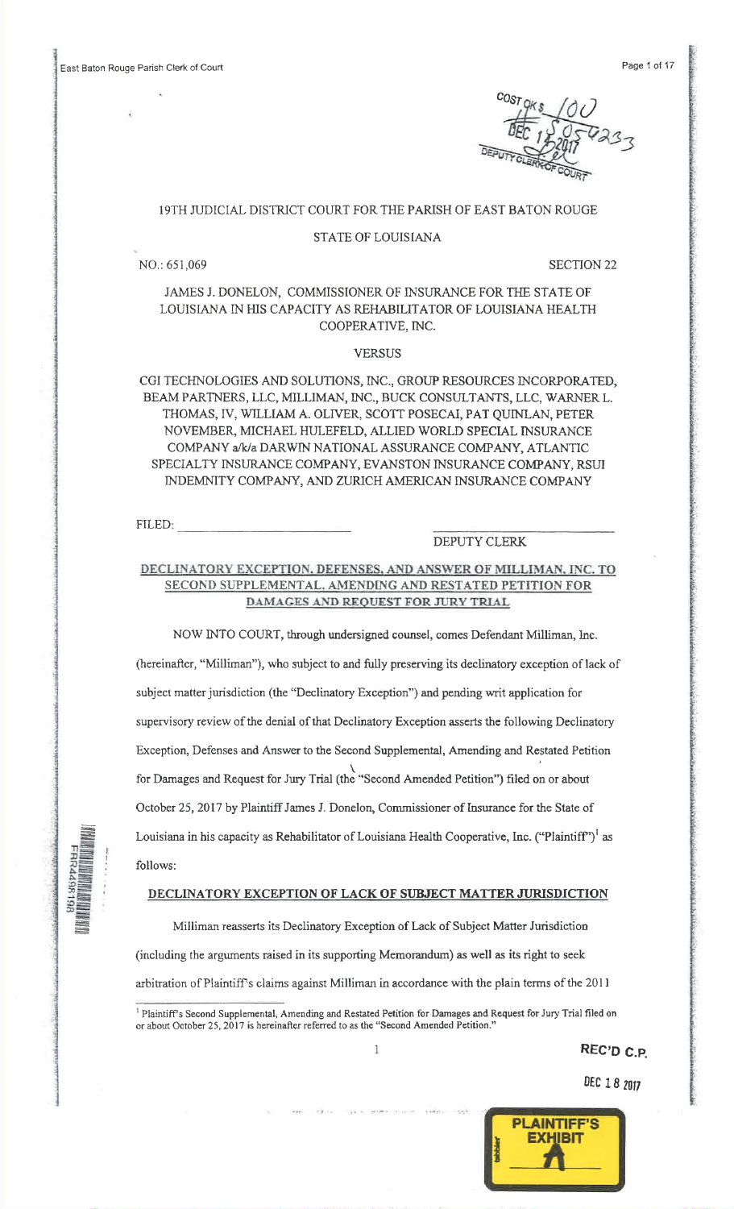19TH JUDICIAL DISTRICT COURT FOR THE PARISH OF EAST BATON ROUGE

STATE OF LOUISIANA

NO.: 651,069 SECTION 22

JAMES J. DONELON, COMMISSIONER OF INSURANCE FOR THE STATE OF LOUISIANA IN HIS CAPACITY AS REHABILITATOR OF LOUISIANA HEALTH COOPERATIVE, INC.

VERSUS

CGI TECHNOLOGIES AND SOLUTIONS, INC., GROUP RESOURCES INCORPORATED, BEAM PARTNERS, LLC, MILLIMAN, INC., BUCK CONSULTANTS, LLC, WARNER L. THOMAS, IV, WILLIAM A. OLIVER, SCOTT POSECAI, PAT QUINLAN, PETER NOVEMBER, MICHAEL HULEFELD, ALLIED WORLD SPECIAL INSURANCE COMPANY a/k/a DARWIN NATIONAL ASSURANCE COMPANY, ATLANTIC SPECIALTY INSURANCE COMPANY, EVANSTON INSURANCE COMPANY, RSUI INDEMNITY COMPANY, AND ZURICH AMERICAN INSURANCE COMPANY

FILED: ______________________ ______________________
DEPUTY CLERK

## DECLINATORY EXCEPTION, DEFENSES, AND ANSWER OF MILLIMAN, INC. TO SECOND SUPPLEMENTAL, AMENDING AND RESTATED PETITION FOR DAMAGES AND REQUEST FOR JURY TRIAL

NOW INTO COURT, through undersigned counsel, comes Defendant Milliman, Inc. (hereinafter, "Milliman"), who subject to and fully preserving its declinatory exception of lack of subject matter jurisdiction (the "Declinatory Exception") and pending writ application for supervisory review of the denial of that Declinatory Exception asserts the following Declinatory Exception, Defenses and Answer to the Second Supplemental, Amending and Restated Petition for Damages and Request for Jury Trial (the "Second Amended Petition") filed on or about October 25, 2017 by Plaintiff James J. Donelon, Commissioner of Insurance for the State of Louisiana in his capacity as Rehabilitator of Louisiana Health Cooperative, Inc. ("Plaintiff")[1] as follows:

### DECLINATORY EXCEPTION OF LACK OF SUBJECT MATTER JURISDICTION

Milliman reasserts its Declinatory Exception of Lack of Subject Matter Jurisdiction (including the arguments raised in its supporting Memorandum) as well as its right to seek arbitration of Plaintiff's claims against Milliman in accordance with the plain terms of the 2011

[1] Plaintiff's Second Supplemental, Amending and Restated Petition for Damages and Request for Jury Trial filed on or about October 25, 2017 is hereinafter referred to as the "Second Amended Petition."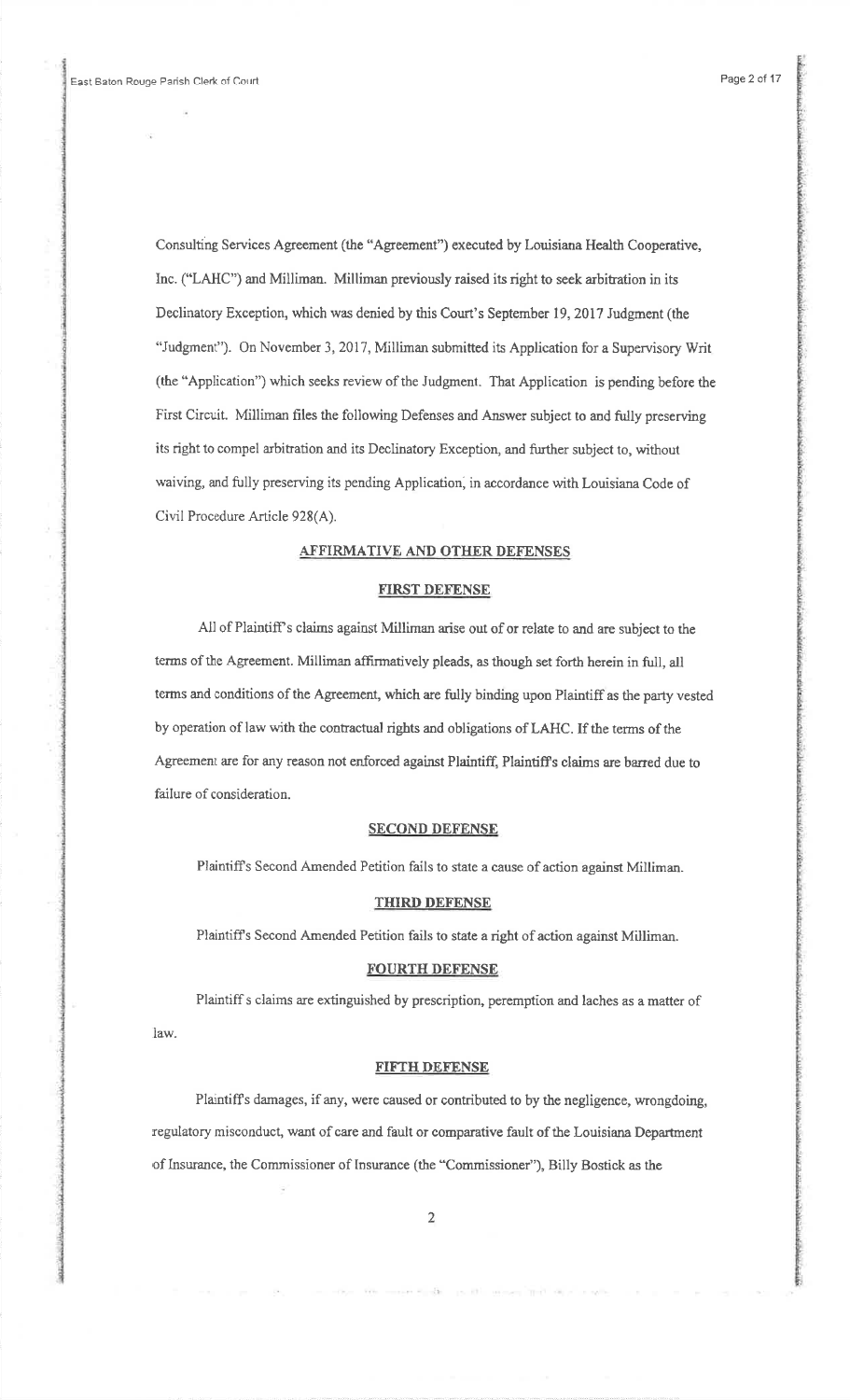Consulting Services Agreement (the "Agreement") executed by Louisiana Health Cooperative, Inc. ("LAHC") and Milliman. Milliman previously raised its right to seek arbitration in its Declinatory Exception, which was denied by this Court's September 19, 2017 Judgment (the "Judgment"). On November 3, 2017, Milliman submitted its Application for a Supervisory Writ (the "Application") which seeks review of the Judgment. That Application is pending before the First Circuit. Milliman files the following Defenses and Answer subject to and fully preserving its right to compel arbitration and its Declinatory Exception, and further subject to, without waiving, and fully preserving its pending Application, in accordance with Louisiana Code of Civil Procedure Article 928(A).

## AFFIRMATIVE AND OTHER DEFENSES

### FIRST DEFENSE

All of Plaintiff's claims against Milliman arise out of or relate to and are subject to the terms of the Agreement. Milliman affirmatively pleads, as though set forth herein in full, all terms and conditions of the Agreement, which are fully binding upon Plaintiff as the party vested by operation of law with the contractual rights and obligations of LAHC. If the terms of the Agreement are for any reason not enforced against Plaintiff, Plaintiff's claims are barred due to failure of consideration.

### SECOND DEFENSE

Plaintiff's Second Amended Petition fails to state a cause of action against Milliman.

### THIRD DEFENSE

Plaintiff's Second Amended Petition fails to state a right of action against Milliman.

### FOURTH DEFENSE

Plaintiff s claims are extinguished by prescription, peremption and laches as a matter of law.

### FIFTH DEFENSE

Plaintiff's damages, if any, were caused or contributed to by the negligence, wrongdoing, regulatory misconduct, want of care and fault or comparative fault of the Louisiana Department of Insurance, the Commissioner of Insurance (the "Commissioner"), Billy Bostick as the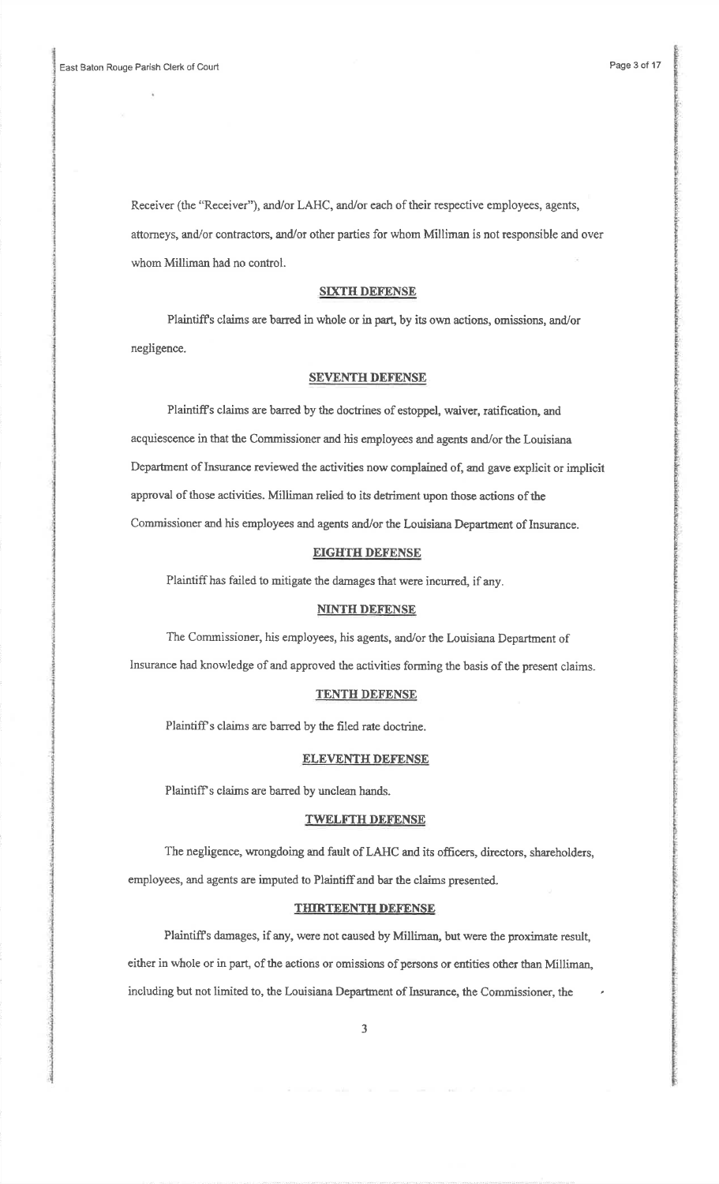Receiver (the "Receiver"), and/or LAHC, and/or each of their respective employees, agents, attorneys, and/or contractors, and/or other parties for whom Milliman is not responsible and over whom Milliman had no control.

**SIXTH DEFENSE**

Plaintiff's claims are barred in whole or in part, by its own actions, omissions, and/or negligence.

**SEVENTH DEFENSE**

Plaintiff's claims are barred by the doctrines of estoppel, waiver, ratification, and acquiescence in that the Commissioner and his employees and agents and/or the Louisiana Department of Insurance reviewed the activities now complained of, and gave explicit or implicit approval of those activities. Milliman relied to its detriment upon those actions of the Commissioner and his employees and agents and/or the Louisiana Department of Insurance.

**EIGHTH DEFENSE**

Plaintiff has failed to mitigate the damages that were incurred, if any.

**NINTH DEFENSE**

The Commissioner, his employees, his agents, and/or the Louisiana Department of Insurance had knowledge of and approved the activities forming the basis of the present claims.

**TENTH DEFENSE**

Plaintiff's claims are barred by the filed rate doctrine.

**ELEVENTH DEFENSE**

Plaintiff's claims are barred by unclean hands.

**TWELFTH DEFENSE**

The negligence, wrongdoing and fault of LAHC and its officers, directors, shareholders, employees, and agents are imputed to Plaintiff and bar the claims presented.

**THIRTEENTH DEFENSE**

Plaintiff's damages, if any, were not caused by Milliman, but were the proximate result, either in whole or in part, of the actions or omissions of persons or entities other than Milliman, including but not limited to, the Louisiana Department of Insurance, the Commissioner, the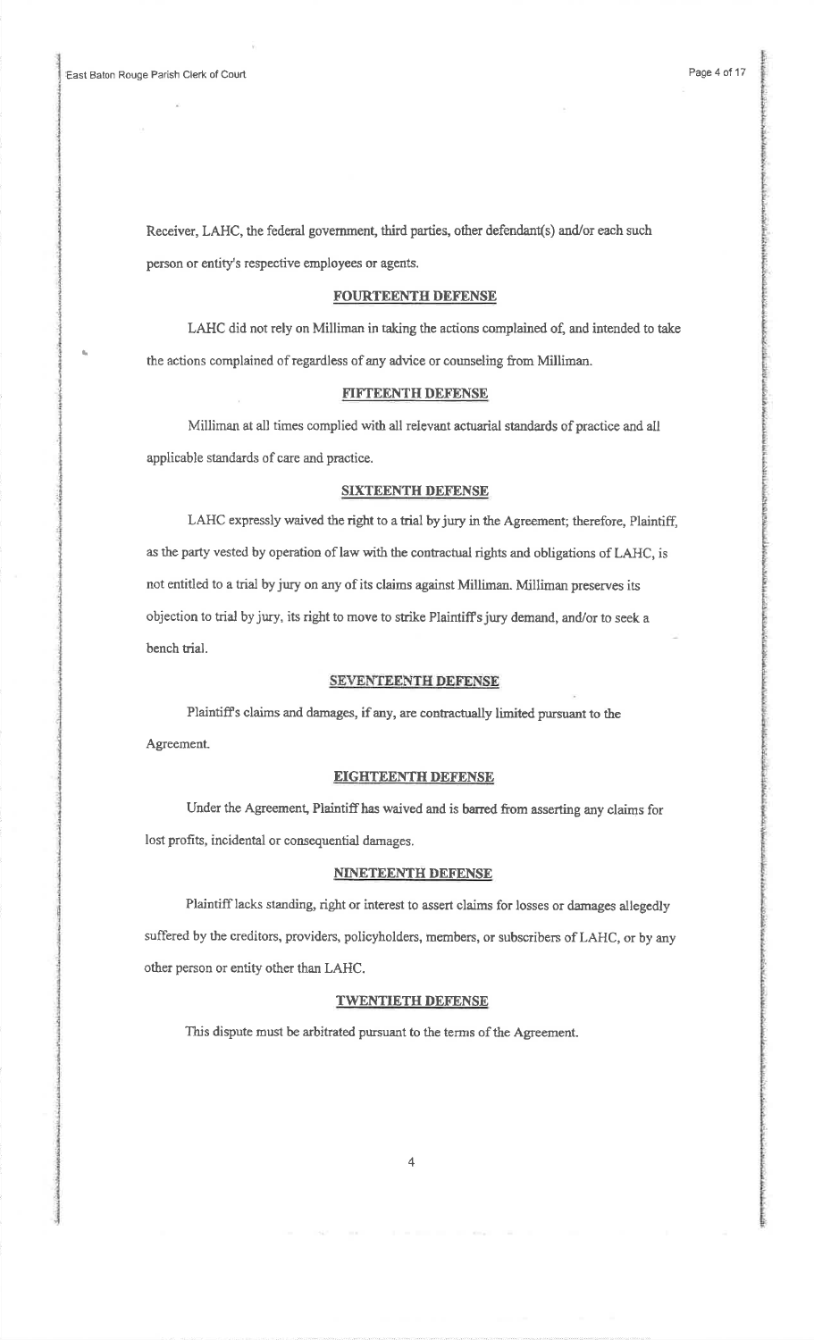Receiver, LAHC, the federal government, third parties, other defendant(s) and/or each such person or entity's respective employees or agents.

**FOURTEENTH DEFENSE**

LAHC did not rely on Milliman in taking the actions complained of, and intended to take the actions complained of regardless of any advice or counseling from Milliman.

**FIFTEENTH DEFENSE**

Milliman at all times complied with all relevant actuarial standards of practice and all applicable standards of care and practice.

**SIXTEENTH DEFENSE**

LAHC expressly waived the right to a trial by jury in the Agreement; therefore, Plaintiff, as the party vested by operation of law with the contractual rights and obligations of LAHC, is not entitled to a trial by jury on any of its claims against Milliman. Milliman preserves its objection to trial by jury, its right to move to strike Plaintiff's jury demand, and/or to seek a bench trial.

**SEVENTEENTH DEFENSE**

Plaintiff's claims and damages, if any, are contractually limited pursuant to the Agreement.

**EIGHTEENTH DEFENSE**

Under the Agreement, Plaintiff has waived and is barred from asserting any claims for lost profits, incidental or consequential damages.

**NINETEENTH DEFENSE**

Plaintiff lacks standing, right or interest to assert claims for losses or damages allegedly suffered by the creditors, providers, policyholders, members, or subscribers of LAHC, or by any other person or entity other than LAHC.

**TWENTIETH DEFENSE**

This dispute must be arbitrated pursuant to the terms of the Agreement.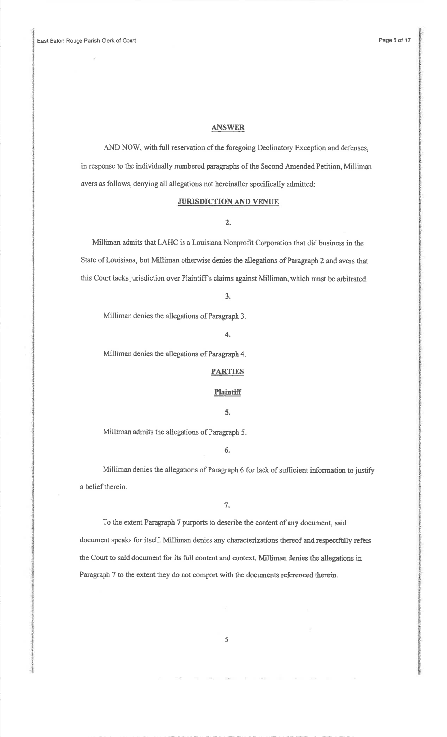## ANSWER

AND NOW, with full reservation of the foregoing Declinatory Exception and defenses, in response to the individually numbered paragraphs of the Second Amended Petition, Milliman avers as follows, denying all allegations not hereinafter specifically admitted:

### JURISDICTION AND VENUE

2.

Milliman admits that LAHC is a Louisiana Nonprofit Corporation that did business in the State of Louisiana, but Milliman otherwise denies the allegations of Paragraph 2 and avers that this Court lacks jurisdiction over Plaintiff's claims against Milliman, which must be arbitrated.

3.

Milliman denies the allegations of Paragraph 3.

4.

Milliman denies the allegations of Paragraph 4.

### PARTIES

#### Plaintiff

5.

Milliman admits the allegations of Paragraph 5.

6.

Milliman denies the allegations of Paragraph 6 for lack of sufficient information to justify a belief therein.

7.

To the extent Paragraph 7 purports to describe the content of any document, said document speaks for itself. Milliman denies any characterizations thereof and respectfully refers the Court to said document for its full content and context. Milliman denies the allegations in Paragraph 7 to the extent they do not comport with the documents referenced therein.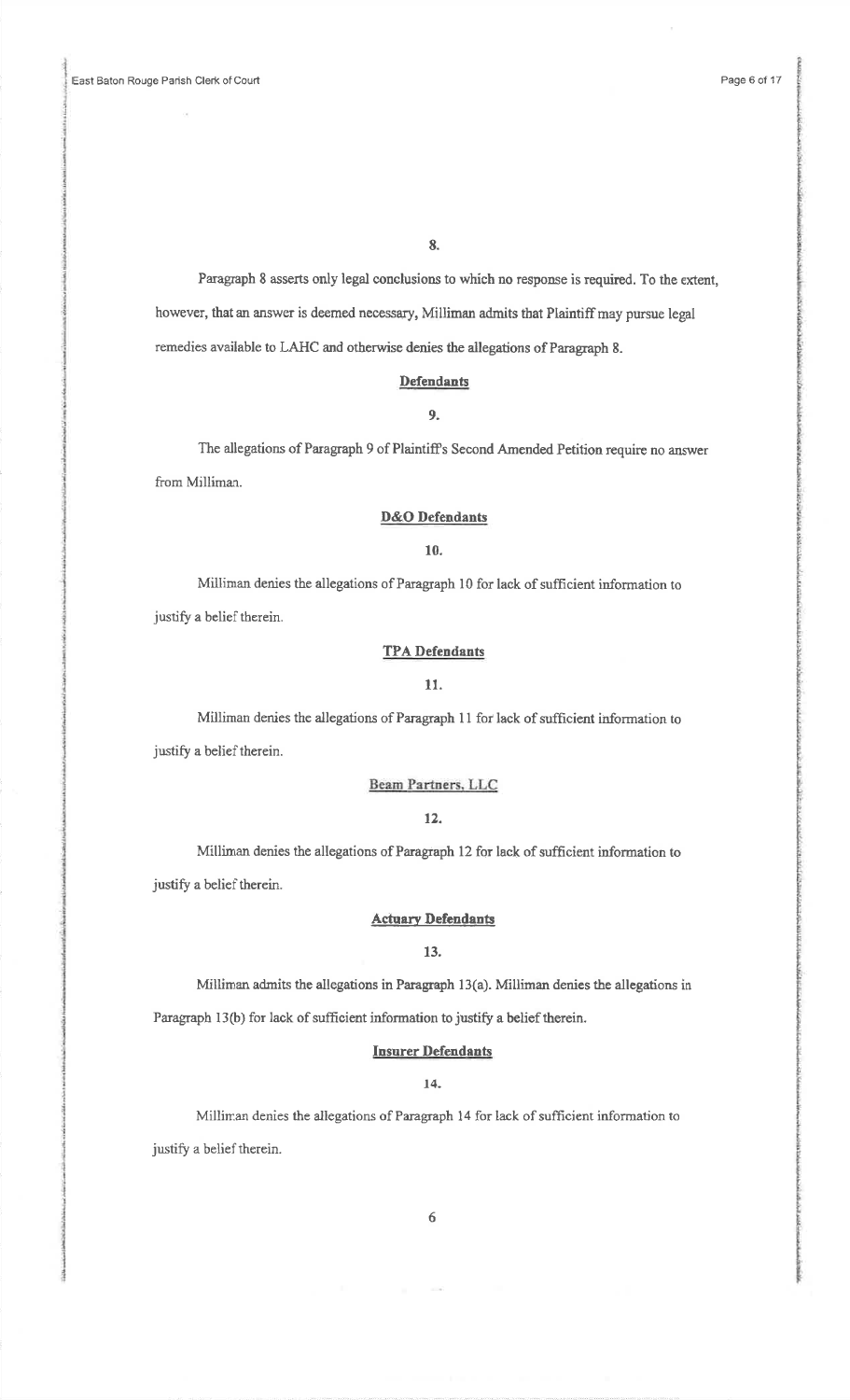**8.**

Paragraph 8 asserts only legal conclusions to which no response is required. To the extent, however, that an answer is deemed necessary, Milliman admits that Plaintiff may pursue legal remedies available to LAHC and otherwise denies the allegations of Paragraph 8.

**Defendants**

**9.**

The allegations of Paragraph 9 of Plaintiff's Second Amended Petition require no answer from Milliman.

**D&O Defendants**

**10.**

Milliman denies the allegations of Paragraph 10 for lack of sufficient information to justify a belief therein.

**TPA Defendants**

**11.**

Milliman denies the allegations of Paragraph 11 for lack of sufficient information to justify a belief therein.

**Beam Partners, LLC**

**12.**

Milliman denies the allegations of Paragraph 12 for lack of sufficient information to justify a belief therein.

**Actuary Defendants**

**13.**

Milliman admits the allegations in Paragraph 13(a). Milliman denies the allegations in Paragraph 13(b) for lack of sufficient information to justify a belief therein.

**Insurer Defendants**

**14.**

Milliman denies the allegations of Paragraph 14 for lack of sufficient information to justify a belief therein.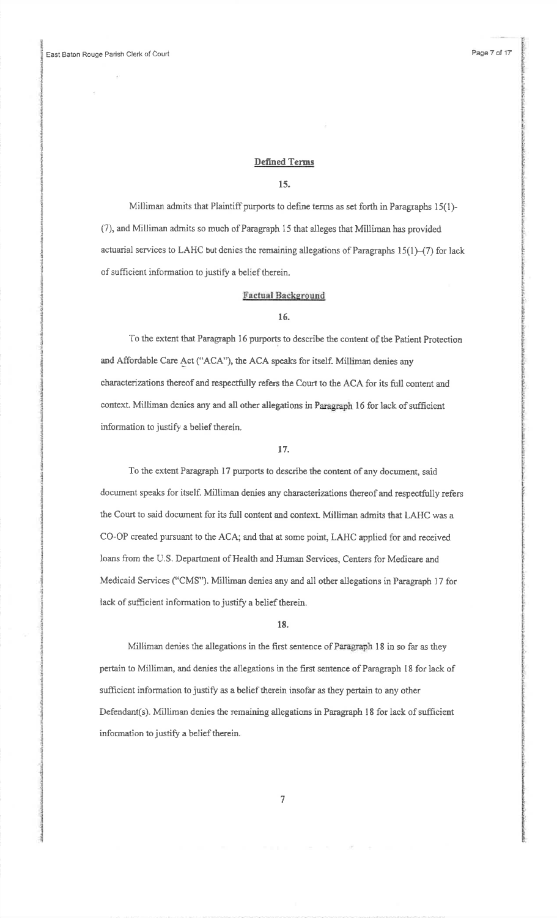## Defined Terms

**15.**

Milliman admits that Plaintiff purports to define terms as set forth in Paragraphs 15(1)-(7), and Milliman admits so much of Paragraph 15 that alleges that Milliman has provided actuarial services to LAHC but denies the remaining allegations of Paragraphs 15(1)–(7) for lack of sufficient information to justify a belief therein.

## Factual Background

**16.**

To the extent that Paragraph 16 purports to describe the content of the Patient Protection and Affordable Care Act ("ACA"), the ACA speaks for itself. Milliman denies any characterizations thereof and respectfully refers the Court to the ACA for its full content and context. Milliman denies any and all other allegations in Paragraph 16 for lack of sufficient information to justify a belief therein.

**17.**

To the extent Paragraph 17 purports to describe the content of any document, said document speaks for itself. Milliman denies any characterizations thereof and respectfully refers the Court to said document for its full content and context. Milliman admits that LAHC was a CO-OP created pursuant to the ACA; and that at some point, LAHC applied for and received loans from the U.S. Department of Health and Human Services, Centers for Medicare and Medicaid Services ("CMS"). Milliman denies any and all other allegations in Paragraph 17 for lack of sufficient information to justify a belief therein.

**18.**

Milliman denies the allegations in the first sentence of Paragraph 18 in so far as they pertain to Milliman, and denies the allegations in the first sentence of Paragraph 18 for lack of sufficient information to justify as a belief therein insofar as they pertain to any other Defendant(s). Milliman denies the remaining allegations in Paragraph 18 for lack of sufficient information to justify a belief therein.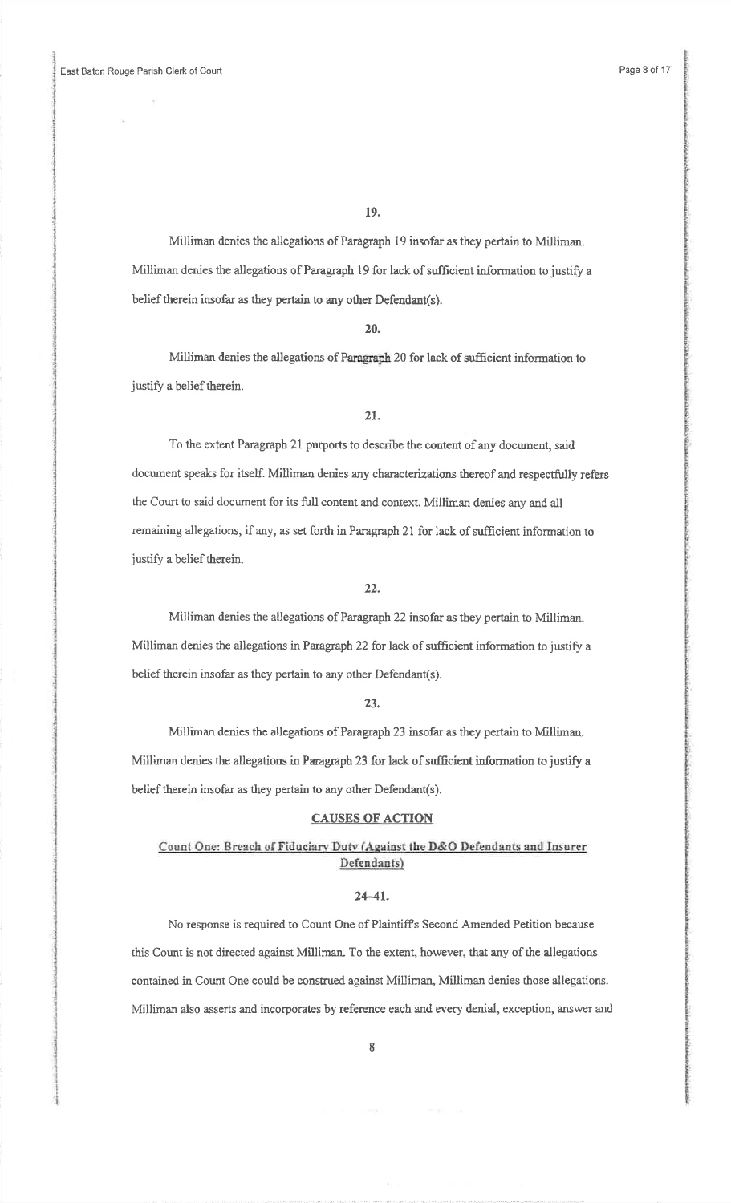19.

Milliman denies the allegations of Paragraph 19 insofar as they pertain to Milliman. Milliman denies the allegations of Paragraph 19 for lack of sufficient information to justify a belief therein insofar as they pertain to any other Defendant(s).

20.

Milliman denies the allegations of Paragraph 20 for lack of sufficient information to justify a belief therein.

21.

To the extent Paragraph 21 purports to describe the content of any document, said document speaks for itself. Milliman denies any characterizations thereof and respectfully refers the Court to said document for its full content and context. Milliman denies any and all remaining allegations, if any, as set forth in Paragraph 21 for lack of sufficient information to justify a belief therein.

22.

Milliman denies the allegations of Paragraph 22 insofar as they pertain to Milliman. Milliman denies the allegations in Paragraph 22 for lack of sufficient information to justify a belief therein insofar as they pertain to any other Defendant(s).

23.

Milliman denies the allegations of Paragraph 23 insofar as they pertain to Milliman. Milliman denies the allegations in Paragraph 23 for lack of sufficient information to justify a belief therein insofar as they pertain to any other Defendant(s).

## CAUSES OF ACTION

### Count One: Breach of Fiduciary Duty (Against the D&O Defendants and Insurer Defendants)

24–41.

No response is required to Count One of Plaintiff's Second Amended Petition because this Count is not directed against Milliman. To the extent, however, that any of the allegations contained in Count One could be construed against Milliman, Milliman denies those allegations. Milliman also asserts and incorporates by reference each and every denial, exception, answer and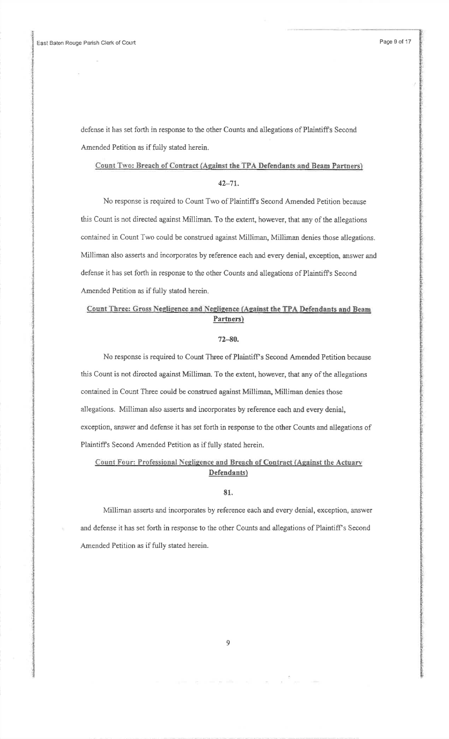defense it has set forth in response to the other Counts and allegations of Plaintiff's Second Amended Petition as if fully stated herein.

**Count Two: Breach of Contract (Against the TPA Defendants and Beam Partners)**

**42–71.**

No response is required to Count Two of Plaintiff's Second Amended Petition because this Count is not directed against Milliman. To the extent, however, that any of the allegations contained in Count Two could be construed against Milliman, Milliman denies those allegations. Milliman also asserts and incorporates by reference each and every denial, exception, answer and defense it has set forth in response to the other Counts and allegations of Plaintiff's Second Amended Petition as if fully stated herein.

**Count Three: Gross Negligence and Negligence (Against the TPA Defendants and Beam Partners)**

**72–80.**

No response is required to Count Three of Plaintiff's Second Amended Petition because this Count is not directed against Milliman. To the extent, however, that any of the allegations contained in Count Three could be construed against Milliman, Milliman denies those allegations. Milliman also asserts and incorporates by reference each and every denial, exception, answer and defense it has set forth in response to the other Counts and allegations of Plaintiff's Second Amended Petition as if fully stated herein.

**Count Four: Professional Negligence and Breach of Contract (Against the Actuary Defendants)**

**81.**

Milliman asserts and incorporates by reference each and every denial, exception, answer and defense it has set forth in response to the other Counts and allegations of Plaintiff's Second Amended Petition as if fully stated herein.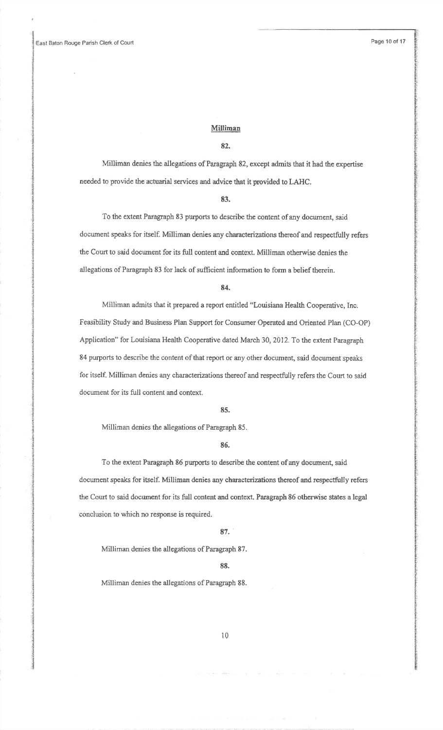## Milliman

**82.**

Milliman denies the allegations of Paragraph 82, except admits that it had the expertise needed to provide the actuarial services and advice that it provided to LAHC.

**83.**

To the extent Paragraph 83 purports to describe the content of any document, said document speaks for itself. Milliman denies any characterizations thereof and respectfully refers the Court to said document for its full content and context. Milliman otherwise denies the allegations of Paragraph 83 for lack of sufficient information to form a belief therein.

**84.**

Milliman admits that it prepared a report entitled "Louisiana Health Cooperative, Inc. Feasibility Study and Business Plan Support for Consumer Operated and Oriented Plan (CO-OP) Application" for Louisiana Health Cooperative dated March 30, 2012. To the extent Paragraph 84 purports to describe the content of that report or any other document, said document speaks for itself. Milliman denies any characterizations thereof and respectfully refers the Court to said document for its full content and context.

**85.**

Milliman denies the allegations of Paragraph 85.

**86.**

To the extent Paragraph 86 purports to describe the content of any document, said document speaks for itself. Milliman denies any characterizations thereof and respectfully refers the Court to said document for its full content and context. Paragraph 86 otherwise states a legal conclusion to which no response is required.

**87.**

Milliman denies the allegations of Paragraph 87.

**88.**

Milliman denies the allegations of Paragraph 88.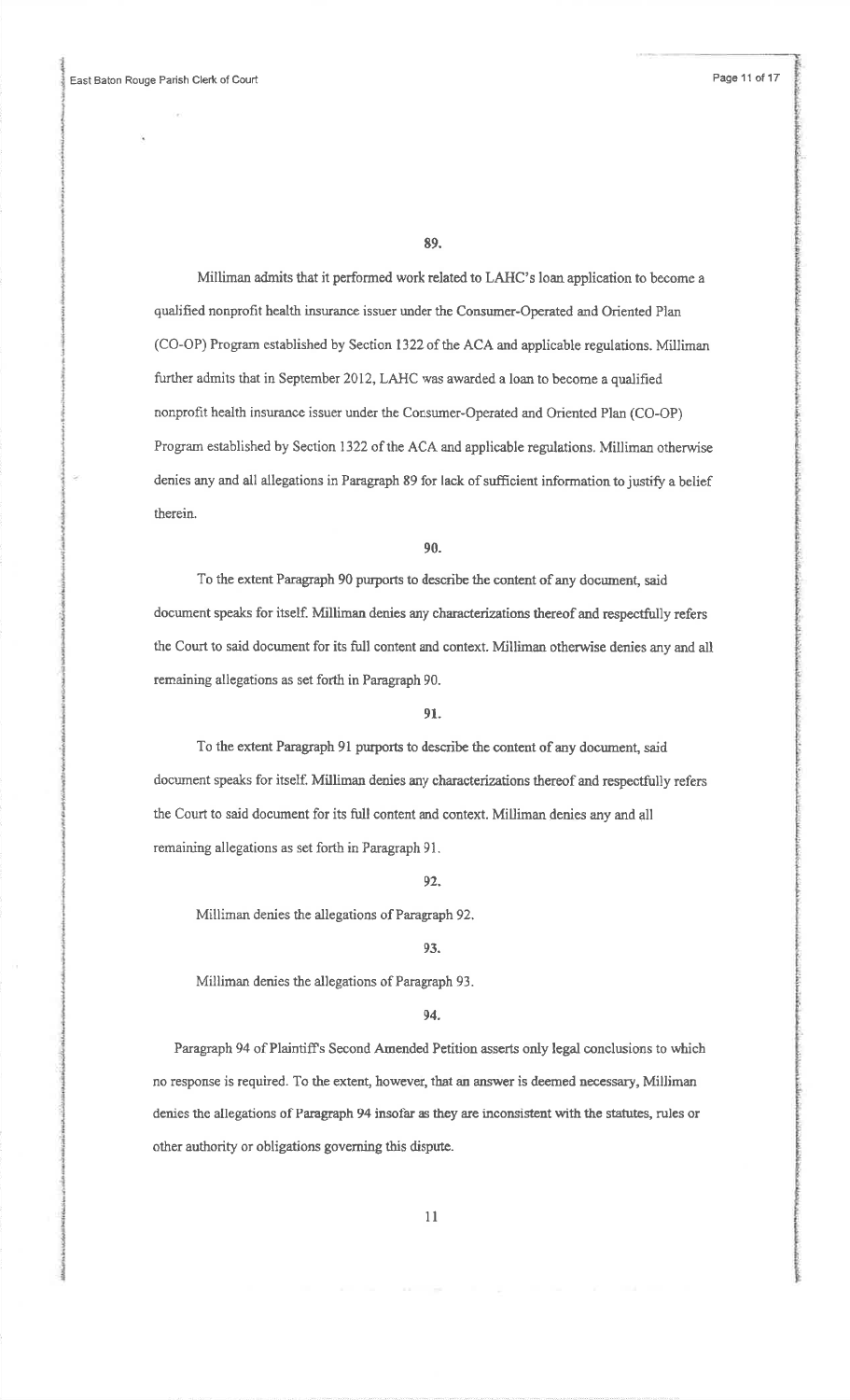**89.**

Milliman admits that it performed work related to LAHC's loan application to become a qualified nonprofit health insurance issuer under the Consumer-Operated and Oriented Plan (CO-OP) Program established by Section 1322 of the ACA and applicable regulations. Milliman further admits that in September 2012, LAHC was awarded a loan to become a qualified nonprofit health insurance issuer under the Consumer-Operated and Oriented Plan (CO-OP) Program established by Section 1322 of the ACA and applicable regulations. Milliman otherwise denies any and all allegations in Paragraph 89 for lack of sufficient information to justify a belief therein.

**90.**

To the extent Paragraph 90 purports to describe the content of any document, said document speaks for itself. Milliman denies any characterizations thereof and respectfully refers the Court to said document for its full content and context. Milliman otherwise denies any and all remaining allegations as set forth in Paragraph 90.

**91.**

To the extent Paragraph 91 purports to describe the content of any document, said document speaks for itself. Milliman denies any characterizations thereof and respectfully refers the Court to said document for its full content and context. Milliman denies any and all remaining allegations as set forth in Paragraph 91.

**92.**

Milliman denies the allegations of Paragraph 92.

**93.**

Milliman denies the allegations of Paragraph 93.

**94.**

Paragraph 94 of Plaintiff's Second Amended Petition asserts only legal conclusions to which no response is required. To the extent, however, that an answer is deemed necessary, Milliman denies the allegations of Paragraph 94 insofar as they are inconsistent with the statutes, rules or other authority or obligations governing this dispute.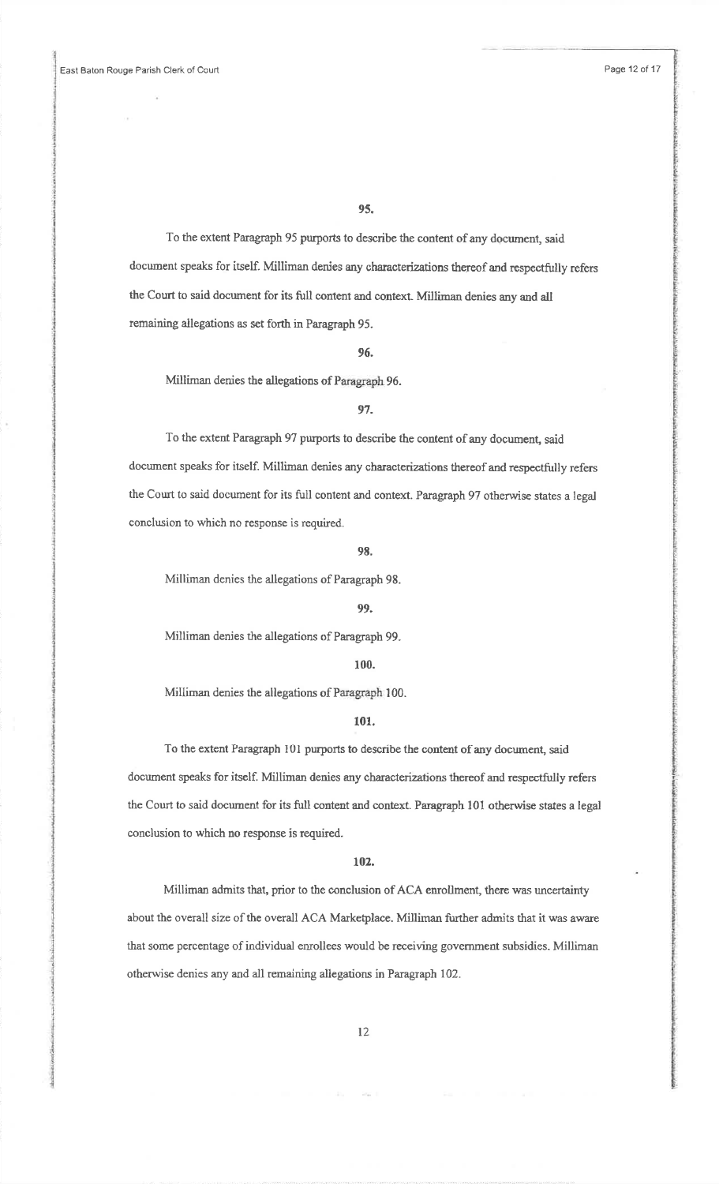**95.**

To the extent Paragraph 95 purports to describe the content of any document, said document speaks for itself. Milliman denies any characterizations thereof and respectfully refers the Court to said document for its full content and context. Milliman denies any and all remaining allegations as set forth in Paragraph 95.

**96.**

Milliman denies the allegations of Paragraph 96.

**97.**

To the extent Paragraph 97 purports to describe the content of any document, said document speaks for itself. Milliman denies any characterizations thereof and respectfully refers the Court to said document for its full content and context. Paragraph 97 otherwise states a legal conclusion to which no response is required.

**98.**

Milliman denies the allegations of Paragraph 98.

**99.**

Milliman denies the allegations of Paragraph 99.

**100.**

Milliman denies the allegations of Paragraph 100.

**101.**

To the extent Paragraph 101 purports to describe the content of any document, said document speaks for itself. Milliman denies any characterizations thereof and respectfully refers the Court to said document for its full content and context. Paragraph 101 otherwise states a legal conclusion to which no response is required.

**102.**

Milliman admits that, prior to the conclusion of ACA enrollment, there was uncertainty about the overall size of the overall ACA Marketplace. Milliman further admits that it was aware that some percentage of individual enrollees would be receiving government subsidies. Milliman otherwise denies any and all remaining allegations in Paragraph 102.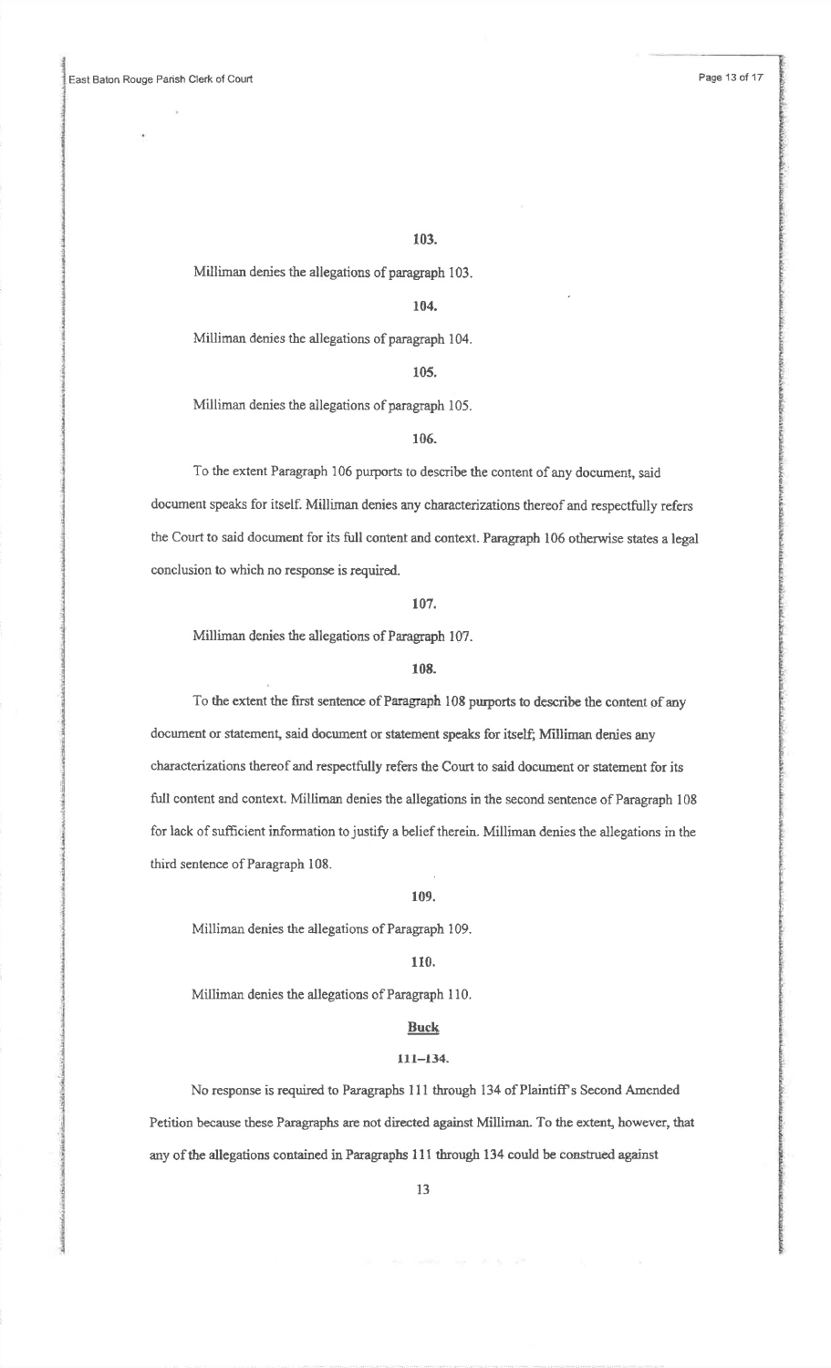**103.**

Milliman denies the allegations of paragraph 103.

**104.**

Milliman denies the allegations of paragraph 104.

**105.**

Milliman denies the allegations of paragraph 105.

**106.**

To the extent Paragraph 106 purports to describe the content of any document, said document speaks for itself. Milliman denies any characterizations thereof and respectfully refers the Court to said document for its full content and context. Paragraph 106 otherwise states a legal conclusion to which no response is required.

**107.**

Milliman denies the allegations of Paragraph 107.

**108.**

To the extent the first sentence of Paragraph 108 purports to describe the content of any document or statement, said document or statement speaks for itself; Milliman denies any characterizations thereof and respectfully refers the Court to said document or statement for its full content and context. Milliman denies the allegations in the second sentence of Paragraph 108 for lack of sufficient information to justify a belief therein. Milliman denies the allegations in the third sentence of Paragraph 108.

**109.**

Milliman denies the allegations of Paragraph 109.

**110.**

Milliman denies the allegations of Paragraph 110.

**Buck**

**111–134.**

No response is required to Paragraphs 111 through 134 of Plaintiff's Second Amended Petition because these Paragraphs are not directed against Milliman. To the extent, however, that any of the allegations contained in Paragraphs 111 through 134 could be construed against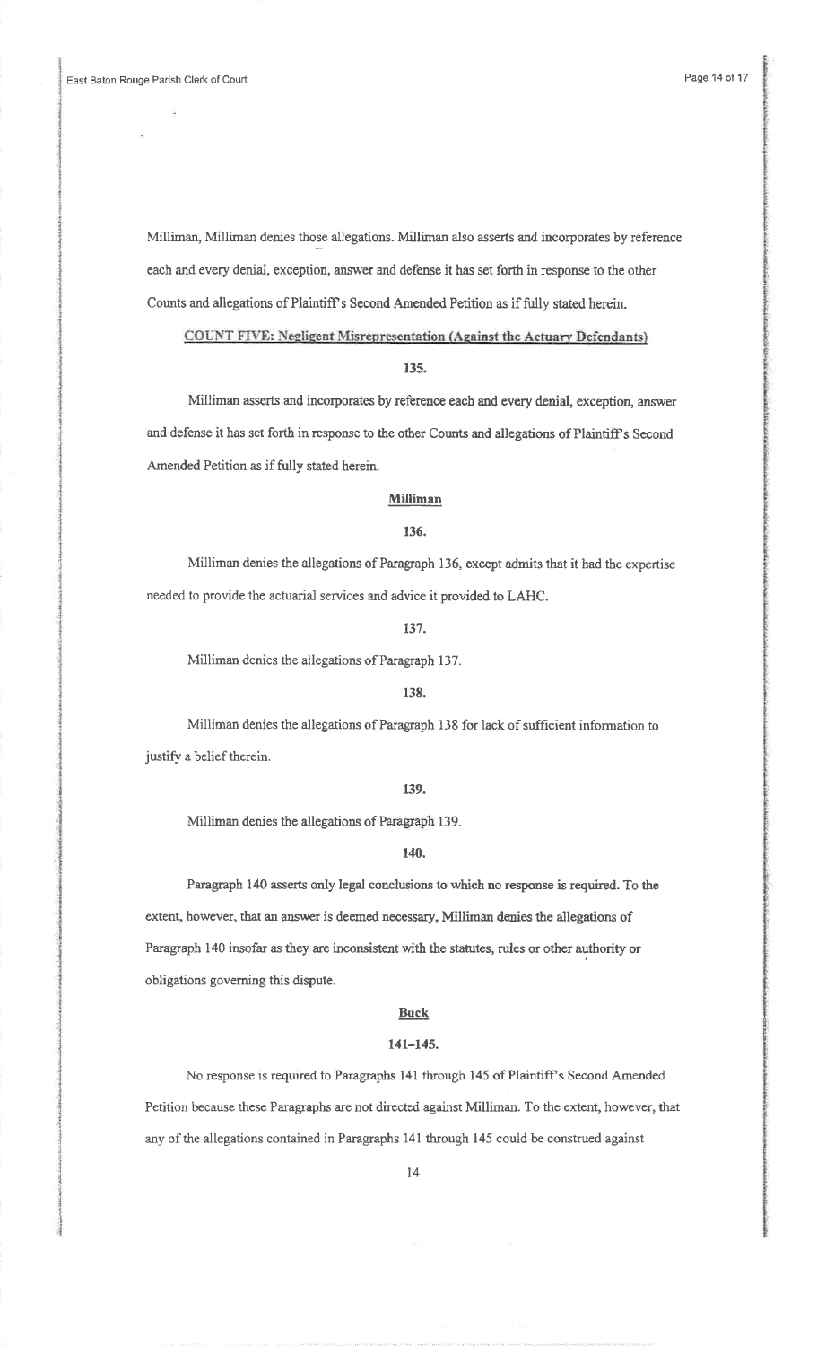Milliman, Milliman denies those allegations. Milliman also asserts and incorporates by reference each and every denial, exception, answer and defense it has set forth in response to the other Counts and allegations of Plaintiff's Second Amended Petition as if fully stated herein.

## COUNT FIVE: Negligent Misrepresentation (Against the Actuary Defendants)

**135.**

Milliman asserts and incorporates by reference each and every denial, exception, answer and defense it has set forth in response to the other Counts and allegations of Plaintiff's Second Amended Petition as if fully stated herein.

### Milliman

**136.**

Milliman denies the allegations of Paragraph 136, except admits that it had the expertise needed to provide the actuarial services and advice it provided to LAHC.

**137.**

Milliman denies the allegations of Paragraph 137.

**138.**

Milliman denies the allegations of Paragraph 138 for lack of sufficient information to justify a belief therein.

**139.**

Milliman denies the allegations of Paragraph 139.

**140.**

Paragraph 140 asserts only legal conclusions to which no response is required. To the extent, however, that an answer is deemed necessary, Milliman denies the allegations of Paragraph 140 insofar as they are inconsistent with the statutes, rules or other authority or obligations governing this dispute.

### Buck

**141–145.**

No response is required to Paragraphs 141 through 145 of Plaintiff's Second Amended Petition because these Paragraphs are not directed against Milliman. To the extent, however, that any of the allegations contained in Paragraphs 141 through 145 could be construed against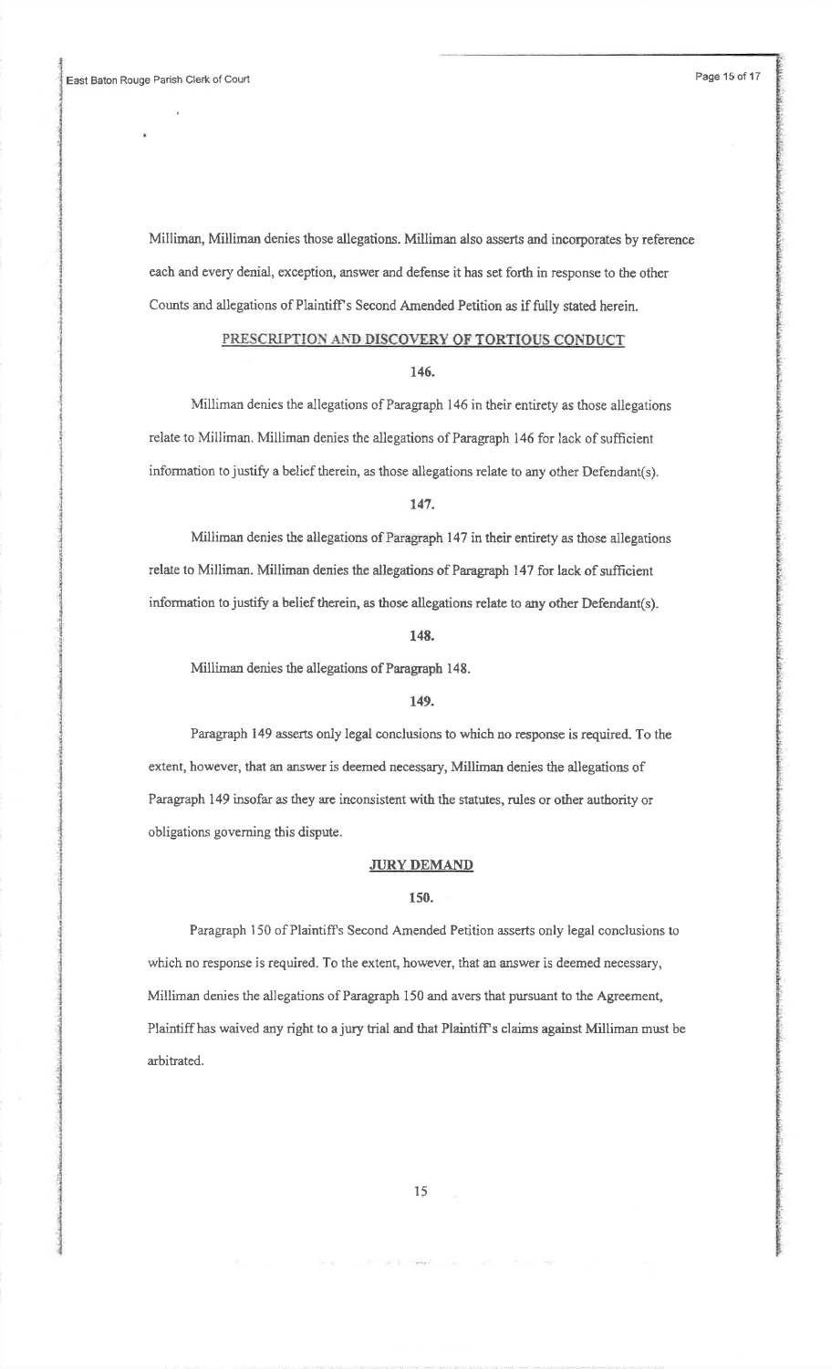Milliman, Milliman denies those allegations. Milliman also asserts and incorporates by reference each and every denial, exception, answer and defense it has set forth in response to the other Counts and allegations of Plaintiff's Second Amended Petition as if fully stated herein.

## PRESCRIPTION AND DISCOVERY OF TORTIOUS CONDUCT

**146.**

Milliman denies the allegations of Paragraph 146 in their entirety as those allegations relate to Milliman. Milliman denies the allegations of Paragraph 146 for lack of sufficient information to justify a belief therein, as those allegations relate to any other Defendant(s).

**147.**

Milliman denies the allegations of Paragraph 147 in their entirety as those allegations relate to Milliman. Milliman denies the allegations of Paragraph 147 for lack of sufficient information to justify a belief therein, as those allegations relate to any other Defendant(s).

**148.**

Milliman denies the allegations of Paragraph 148.

**149.**

Paragraph 149 asserts only legal conclusions to which no response is required. To the extent, however, that an answer is deemed necessary, Milliman denies the allegations of Paragraph 149 insofar as they are inconsistent with the statutes, rules or other authority or obligations governing this dispute.

## JURY DEMAND

**150.**

Paragraph 150 of Plaintiff's Second Amended Petition asserts only legal conclusions to which no response is required. To the extent, however, that an answer is deemed necessary, Milliman denies the allegations of Paragraph 150 and avers that pursuant to the Agreement, Plaintiff has waived any right to a jury trial and that Plaintiff's claims against Milliman must be arbitrated.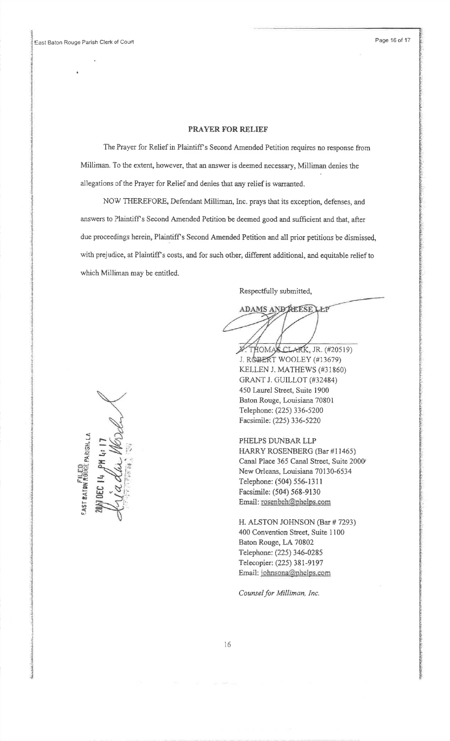## PRAYER FOR RELIEF

The Prayer for Relief in Plaintiff's Second Amended Petition requires no response from Milliman. To the extent, however, that an answer is deemed necessary, Milliman denies the allegations of the Prayer for Relief and denies that any relief is warranted.

NOW THEREFORE, Defendant Milliman, Inc. prays that its exception, defenses, and answers to Plaintiff's Second Amended Petition be deemed good and sufficient and that, after due proceedings herein, Plaintiff's Second Amended Petition and all prior petitions be dismissed, with prejudice, at Plaintiff's costs, and for such other, different additional, and equitable relief to which Milliman may be entitled.

Respectfully submitted,

ADAMS AND REESE LLP

V. THOMAS CLARK, JR. (#20519)
J. ROBERT WOOLEY (#13679)
KELLEN J. MATHEWS (#31860)
GRANT J. GUILLOT (#32484)
450 Laurel Street, Suite 1900
Baton Rouge, Louisiana 70801
Telephone: (225) 336-5200
Facsimile: (225) 336-5220

PHELPS DUNBAR LLP
HARRY ROSENBERG (Bar #11465)
Canal Place 365 Canal Street, Suite 2000
New Orleans, Louisiana 70130-6534
Telephone: (504) 556-1311
Facsimile: (504) 568-9130
Email: rosenbeh@phelps.com

H. ALSTON JOHNSON (Bar # 7293)
400 Convention Street, Suite 1100
Baton Rouge, LA 70802
Telephone: (225) 346-0285
Telecopier: (225) 381-9197
Email: johnsona@phelps.com

*Counsel for Milliman, Inc.*

FILED
EAST BATON ROUGE PARISH, LA
2017 DEC 14 PM 4:17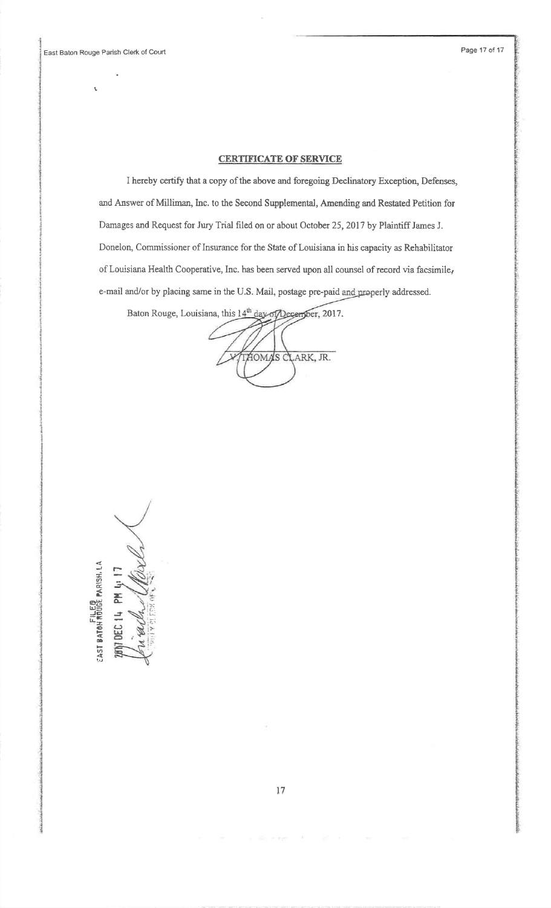## CERTIFICATE OF SERVICE

I hereby certify that a copy of the above and foregoing Declinatory Exception, Defenses, and Answer of Milliman, Inc. to the Second Supplemental, Amending and Restated Petition for Damages and Request for Jury Trial filed on or about October 25, 2017 by Plaintiff James J. Donelon, Commissioner of Insurance for the State of Louisiana in his capacity as Rehabilitator of Louisiana Health Cooperative, Inc. has been served upon all counsel of record via facsimile, e-mail and/or by placing same in the U.S. Mail, postage pre-paid and properly addressed.

Baton Rouge, Louisiana, this 14th day of December, 2017.

V. THOMAS CLARK, JR.

FILED
EAST BATON ROUGE PARISH, LA
2017 DEC 14 PM 4:17
DEPUTY CLERK OF COURT